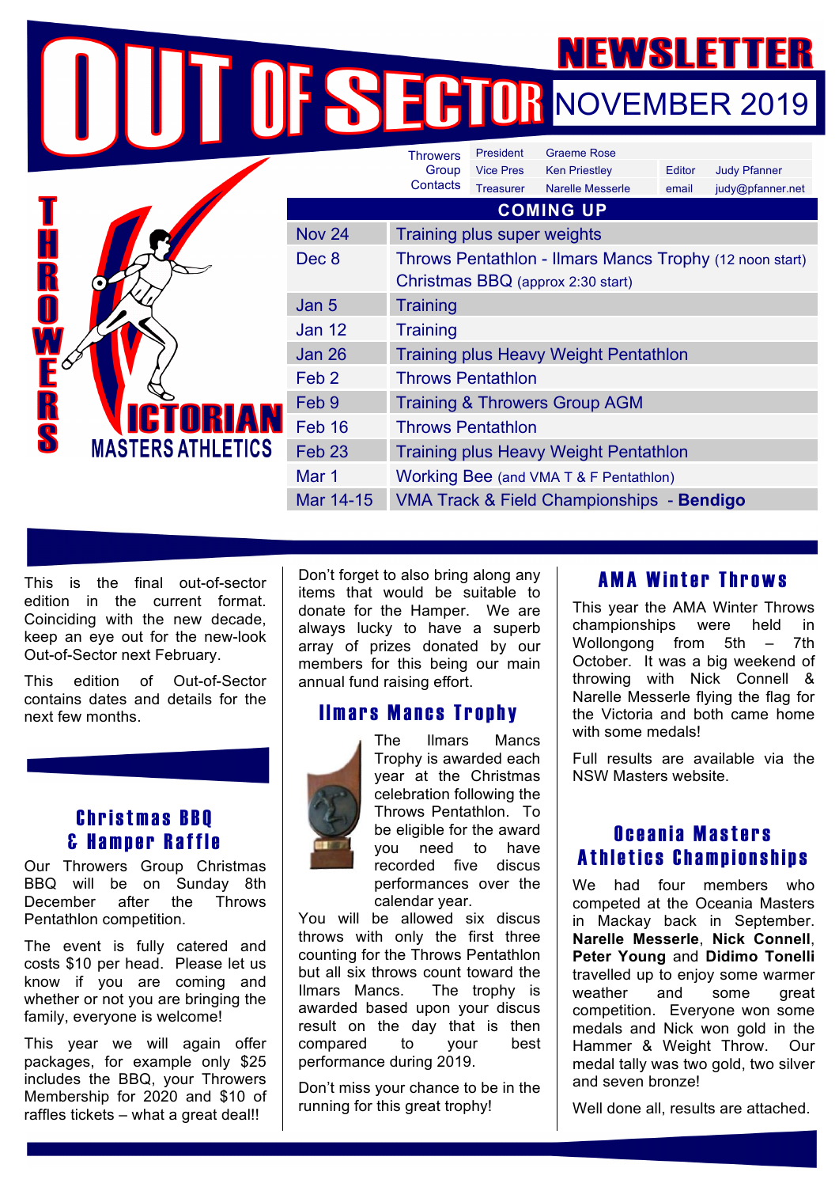# OUT OF SECTOR

## NEWSLETTER NOVEMBER 2019

THROWERS VICTORIAN MASTERS ATHLETICS

| Throwers Group Contacts | | | | |
|---|---|---|---|---|
| President | Graeme Rose | | | |
| Vice Pres | Ken Priestley | Editor | Judy Pfanner |
| Treasurer | Narelle Messerle | email | judy@pfanner.net |

## COMING UP

| | |
|---|---|
| Nov 24 | Training plus super weights |
| Dec 8 | Throws Pentathlon - Ilmars Mancs Trophy (12 noon start)<br>Christmas BBQ (approx 2:30 start) |
| Jan 5 | Training |
| Jan 12 | Training |
| Jan 26 | Training plus Heavy Weight Pentathlon |
| Feb 2 | Throws Pentathlon |
| Feb 9 | Training & Throwers Group AGM |
| Feb 16 | Throws Pentathlon |
| Feb 23 | Training plus Heavy Weight Pentathlon |
| Mar 1 | Working Bee (and VMA T & F Pentathlon) |
| Mar 14-15 | VMA Track & Field Championships - **Bendigo** |

This is the final out-of-sector edition in the current format. Coinciding with the new decade, keep an eye out for the new-look Out-of-Sector next February.

This edition of Out-of-Sector contains dates and details for the next few months.

## Christmas BBQ & Hamper Raffle

Our Throwers Group Christmas BBQ will be on Sunday 8th December after the Throws Pentathlon competition.

The event is fully catered and costs $10 per head. Please let us know if you are coming and whether or not you are bringing the family, everyone is welcome!

This year we will again offer packages, for example only $25 includes the BBQ, your Throwers Membership for 2020 and $10 of raffles tickets – what a great deal!!

Don't forget to also bring along any items that would be suitable to donate for the Hamper. We are always lucky to have a superb array of prizes donated by our members for this being our main annual fund raising effort.

## Ilmars Mancs Trophy

The Ilmars Mancs Trophy is awarded each year at the Christmas celebration following the Throws Pentathlon. To be eligible for the award you need to have recorded five discus performances over the calendar year.

You will be allowed six discus throws with only the first three counting for the Throws Pentathlon but all six throws count toward the Ilmars Mancs. The trophy is awarded based upon your discus result on the day that is then compared to your best performance during 2019.

Don't miss your chance to be in the running for this great trophy!

## AMA Winter Throws

This year the AMA Winter Throws championships were held in Wollongong from 5th – 7th October. It was a big weekend of throwing with Nick Connell & Narelle Messerle flying the flag for the Victoria and both came home with some medals!

Full results are available via the NSW Masters website.

## Oceania Masters Athletics Championships

We had four members who competed at the Oceania Masters in Mackay back in September. **Narelle Messerle**, **Nick Connell**, **Peter Young** and **Didimo Tonelli** travelled up to enjoy some warmer weather and some great competition. Everyone won some medals and Nick won gold in the Hammer & Weight Throw. Our medal tally was two gold, two silver and seven bronze!

Well done all, results are attached.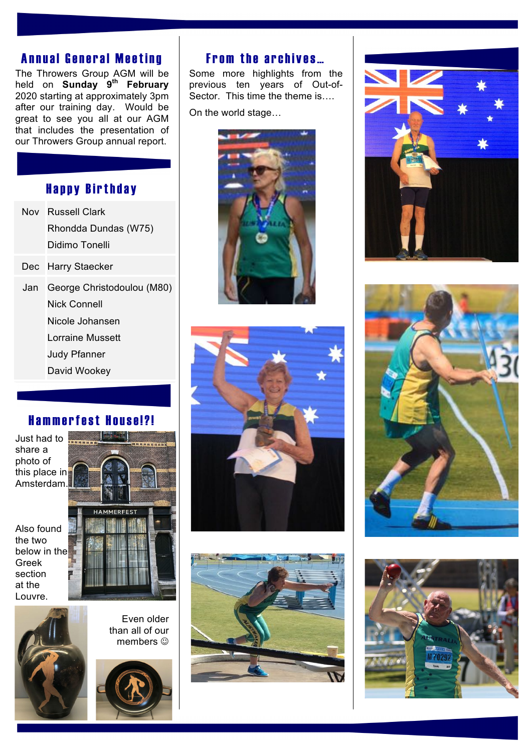## Annual General Meeting

The Throwers Group AGM will be held on **Sunday 9th February** 2020 starting at approximately 3pm after our training day. Would be great to see you all at our AGM that includes the presentation of our Throwers Group annual report.

## Happy Birthday

| | |
|---|---|
| Nov | Russell Clark |
| | Rhondda Dundas (W75) |
| | Didimo Tonelli |
| Dec | Harry Staecker |
| Jan | George Christodoulou (M80) |
| | Nick Connell |
| | Nicole Johansen |
| | Lorraine Mussett |
| | Judy Pfanner |
| | David Wookey |

## Hammerfest House!?!

Just had to share a photo of this place in Amsterdam.

Also found the two below in the Greek section at the Louvre.

Even older than all of our members ☺

## From the archives…

Some more highlights from the previous ten years of Out-of-Sector. This time the theme is….

On the world stage…